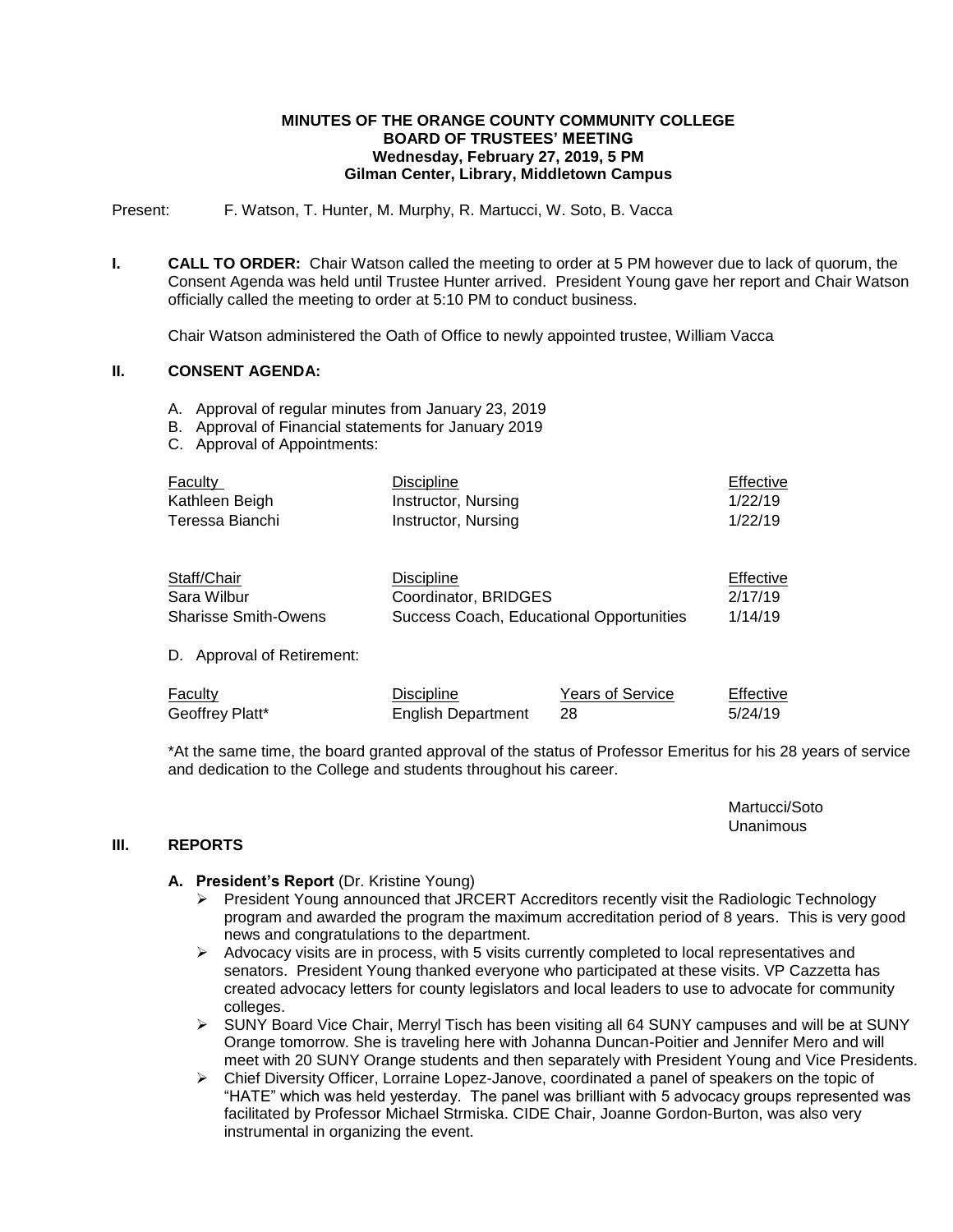**MINUTES OF THE ORANGE COUNTY COMMUNITY COLLEGE**
**BOARD OF TRUSTEES' MEETING**
**Wednesday, February 27, 2019, 5 PM**
**Gilman Center, Library, Middletown Campus**

Present: F. Watson, T. Hunter, M. Murphy, R. Martucci, W. Soto, B. Vacca

## I. CALL TO ORDER:

Chair Watson called the meeting to order at 5 PM however due to lack of quorum, the Consent Agenda was held until Trustee Hunter arrived. President Young gave her report and Chair Watson officially called the meeting to order at 5:10 PM to conduct business.

Chair Watson administered the Oath of Office to newly appointed trustee, William Vacca

## II. CONSENT AGENDA:

A. Approval of regular minutes from January 23, 2019
B. Approval of Financial statements for January 2019
C. Approval of Appointments:

| Faculty | Discipline | Effective |
|---|---|---|
| Kathleen Beigh | Instructor, Nursing | 1/22/19 |
| Teressa Bianchi | Instructor, Nursing | 1/22/19 |

| Staff/Chair | Discipline | Effective |
|---|---|---|
| Sara Wilbur | Coordinator, BRIDGES | 2/17/19 |
| Sharisse Smith-Owens | Success Coach, Educational Opportunities | 1/14/19 |

D. Approval of Retirement:

| Faculty | Discipline | Years of Service | Effective |
|---|---|---|---|
| Geoffrey Platt* | English Department | 28 | 5/24/19 |

*At the same time, the board granted approval of the status of Professor Emeritus for his 28 years of service and dedication to the College and students throughout his career.

Martucci/Soto
Unanimous

## III. REPORTS

**A. President's Report** (Dr. Kristine Young)

- President Young announced that JRCERT Accreditors recently visit the Radiologic Technology program and awarded the program the maximum accreditation period of 8 years. This is very good news and congratulations to the department.
- Advocacy visits are in process, with 5 visits currently completed to local representatives and senators. President Young thanked everyone who participated at these visits. VP Cazzetta has created advocacy letters for county legislators and local leaders to use to advocate for community colleges.
- SUNY Board Vice Chair, Merryl Tisch has been visiting all 64 SUNY campuses and will be at SUNY Orange tomorrow. She is traveling here with Johanna Duncan-Poitier and Jennifer Mero and will meet with 20 SUNY Orange students and then separately with President Young and Vice Presidents.
- Chief Diversity Officer, Lorraine Lopez-Janove, coordinated a panel of speakers on the topic of "HATE" which was held yesterday. The panel was brilliant with 5 advocacy groups represented was facilitated by Professor Michael Strmiska. CIDE Chair, Joanne Gordon-Burton, was also very instrumental in organizing the event.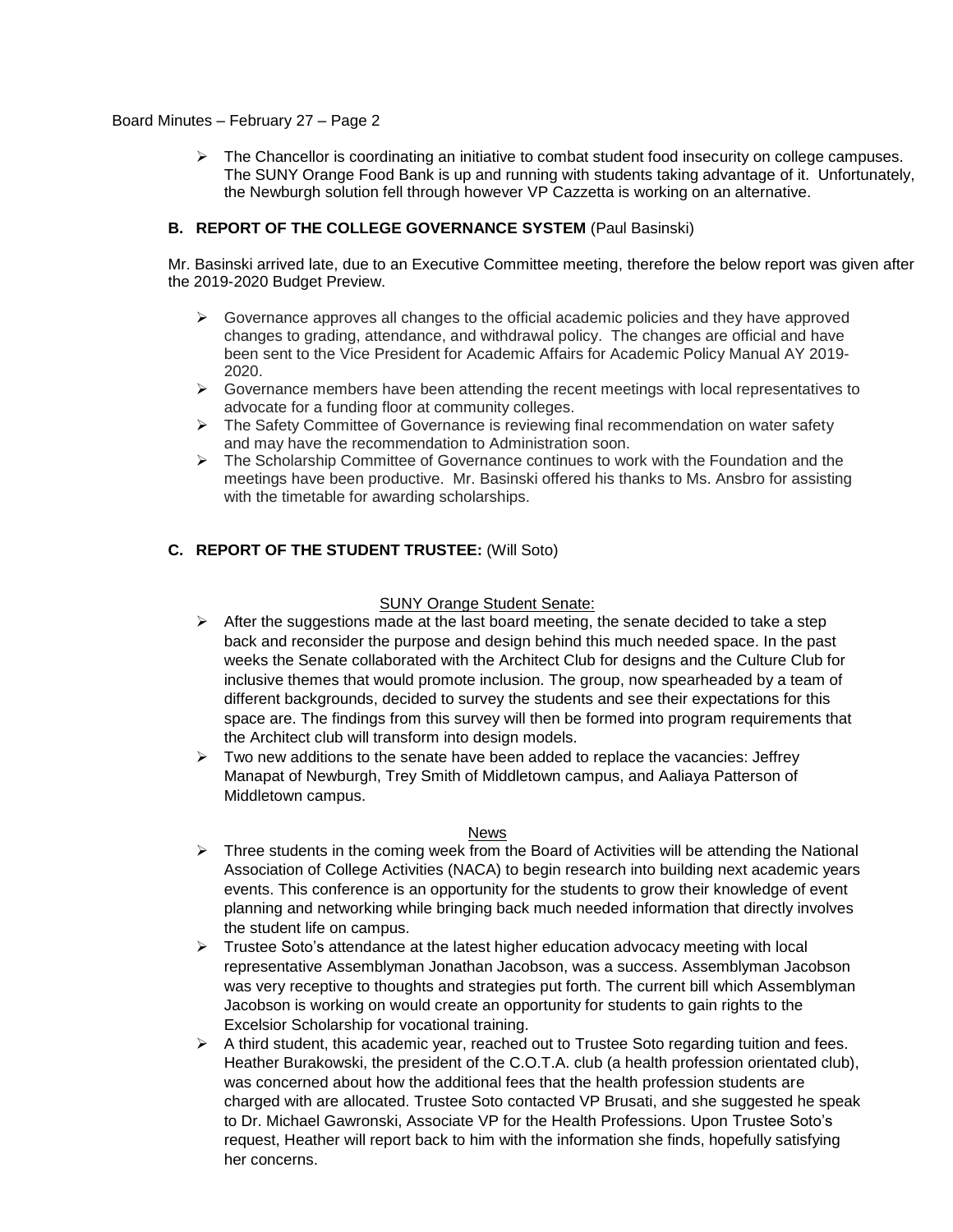- The Chancellor is coordinating an initiative to combat student food insecurity on college campuses. The SUNY Orange Food Bank is up and running with students taking advantage of it. Unfortunately, the Newburgh solution fell through however VP Cazzetta is working on an alternative.

**B. REPORT OF THE COLLEGE GOVERNANCE SYSTEM** (Paul Basinski)

Mr. Basinski arrived late, due to an Executive Committee meeting, therefore the below report was given after the 2019-2020 Budget Preview.

- Governance approves all changes to the official academic policies and they have approved changes to grading, attendance, and withdrawal policy. The changes are official and have been sent to the Vice President for Academic Affairs for Academic Policy Manual AY 2019-2020.
- Governance members have been attending the recent meetings with local representatives to advocate for a funding floor at community colleges.
- The Safety Committee of Governance is reviewing final recommendation on water safety and may have the recommendation to Administration soon.
- The Scholarship Committee of Governance continues to work with the Foundation and the meetings have been productive. Mr. Basinski offered his thanks to Ms. Ansbro for assisting with the timetable for awarding scholarships.

**C. REPORT OF THE STUDENT TRUSTEE:** (Will Soto)

SUNY Orange Student Senate:

- After the suggestions made at the last board meeting, the senate decided to take a step back and reconsider the purpose and design behind this much needed space. In the past weeks the Senate collaborated with the Architect Club for designs and the Culture Club for inclusive themes that would promote inclusion. The group, now spearheaded by a team of different backgrounds, decided to survey the students and see their expectations for this space are. The findings from this survey will then be formed into program requirements that the Architect club will transform into design models.
- Two new additions to the senate have been added to replace the vacancies: Jeffrey Manapat of Newburgh, Trey Smith of Middletown campus, and Aaliaya Patterson of Middletown campus.

News

- Three students in the coming week from the Board of Activities will be attending the National Association of College Activities (NACA) to begin research into building next academic years events. This conference is an opportunity for the students to grow their knowledge of event planning and networking while bringing back much needed information that directly involves the student life on campus.
- Trustee Soto's attendance at the latest higher education advocacy meeting with local representative Assemblyman Jonathan Jacobson, was a success. Assemblyman Jacobson was very receptive to thoughts and strategies put forth. The current bill which Assemblyman Jacobson is working on would create an opportunity for students to gain rights to the Excelsior Scholarship for vocational training.
- A third student, this academic year, reached out to Trustee Soto regarding tuition and fees. Heather Burakowski, the president of the C.O.T.A. club (a health profession orientated club), was concerned about how the additional fees that the health profession students are charged with are allocated. Trustee Soto contacted VP Brusati, and she suggested he speak to Dr. Michael Gawronski, Associate VP for the Health Professions. Upon Trustee Soto's request, Heather will report back to him with the information she finds, hopefully satisfying her concerns.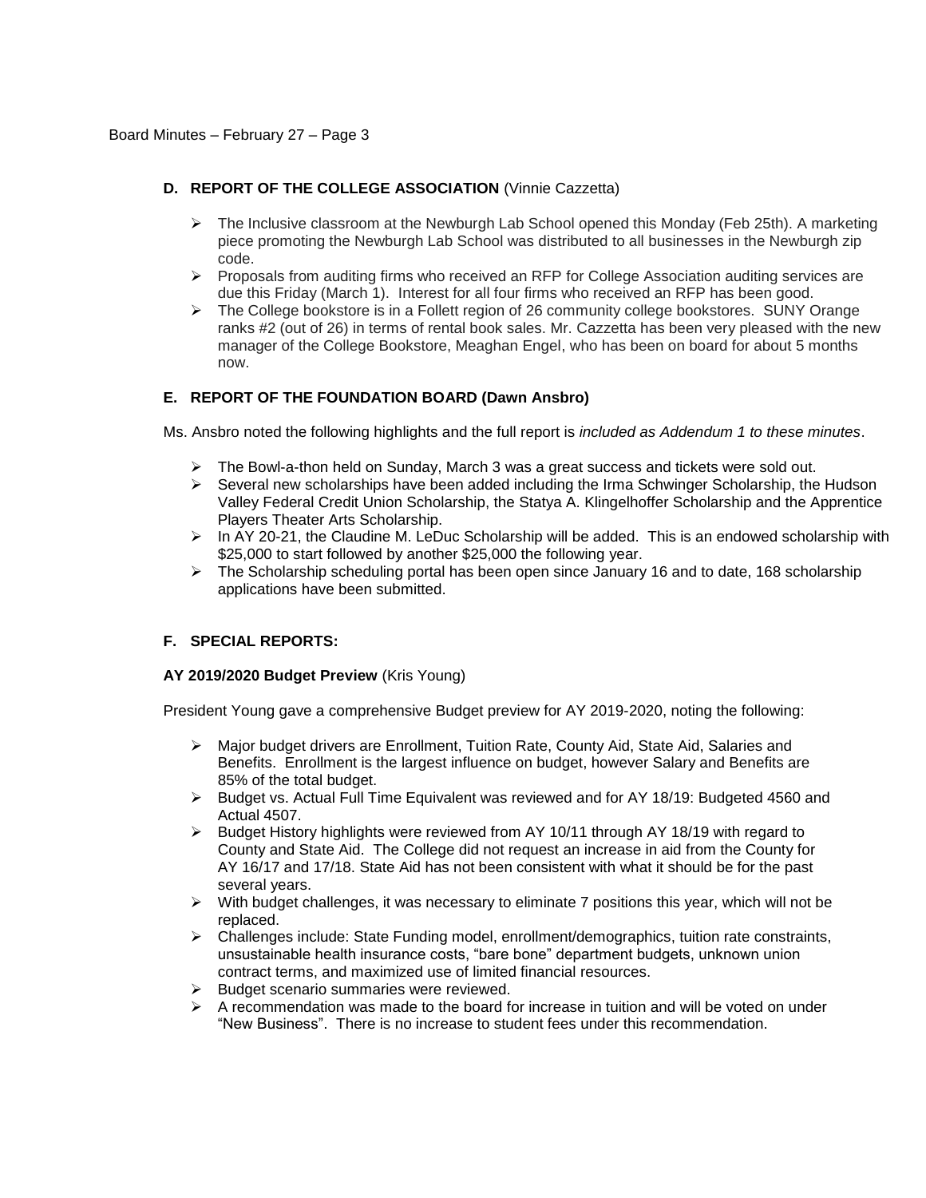### D. REPORT OF THE COLLEGE ASSOCIATION (Vinnie Cazzetta)

- The Inclusive classroom at the Newburgh Lab School opened this Monday (Feb 25th). A marketing piece promoting the Newburgh Lab School was distributed to all businesses in the Newburgh zip code.
- Proposals from auditing firms who received an RFP for College Association auditing services are due this Friday (March 1). Interest for all four firms who received an RFP has been good.
- The College bookstore is in a Follett region of 26 community college bookstores. SUNY Orange ranks #2 (out of 26) in terms of rental book sales. Mr. Cazzetta has been very pleased with the new manager of the College Bookstore, Meaghan Engel, who has been on board for about 5 months now.

### E. REPORT OF THE FOUNDATION BOARD (Dawn Ansbro)

Ms. Ansbro noted the following highlights and the full report is *included as Addendum 1 to these minutes*.

- The Bowl-a-thon held on Sunday, March 3 was a great success and tickets were sold out.
- Several new scholarships have been added including the Irma Schwinger Scholarship, the Hudson Valley Federal Credit Union Scholarship, the Statya A. Klingelhoffer Scholarship and the Apprentice Players Theater Arts Scholarship.
- In AY 20-21, the Claudine M. LeDuc Scholarship will be added. This is an endowed scholarship with $25,000 to start followed by another $25,000 the following year.
- The Scholarship scheduling portal has been open since January 16 and to date, 168 scholarship applications have been submitted.

### F. SPECIAL REPORTS:

**AY 2019/2020 Budget Preview** (Kris Young)

President Young gave a comprehensive Budget preview for AY 2019-2020, noting the following:

- Major budget drivers are Enrollment, Tuition Rate, County Aid, State Aid, Salaries and Benefits. Enrollment is the largest influence on budget, however Salary and Benefits are 85% of the total budget.
- Budget vs. Actual Full Time Equivalent was reviewed and for AY 18/19: Budgeted 4560 and Actual 4507.
- Budget History highlights were reviewed from AY 10/11 through AY 18/19 with regard to County and State Aid. The College did not request an increase in aid from the County for AY 16/17 and 17/18. State Aid has not been consistent with what it should be for the past several years.
- With budget challenges, it was necessary to eliminate 7 positions this year, which will not be replaced.
- Challenges include: State Funding model, enrollment/demographics, tuition rate constraints, unsustainable health insurance costs, "bare bone" department budgets, unknown union contract terms, and maximized use of limited financial resources.
- Budget scenario summaries were reviewed.
- A recommendation was made to the board for increase in tuition and will be voted on under "New Business". There is no increase to student fees under this recommendation.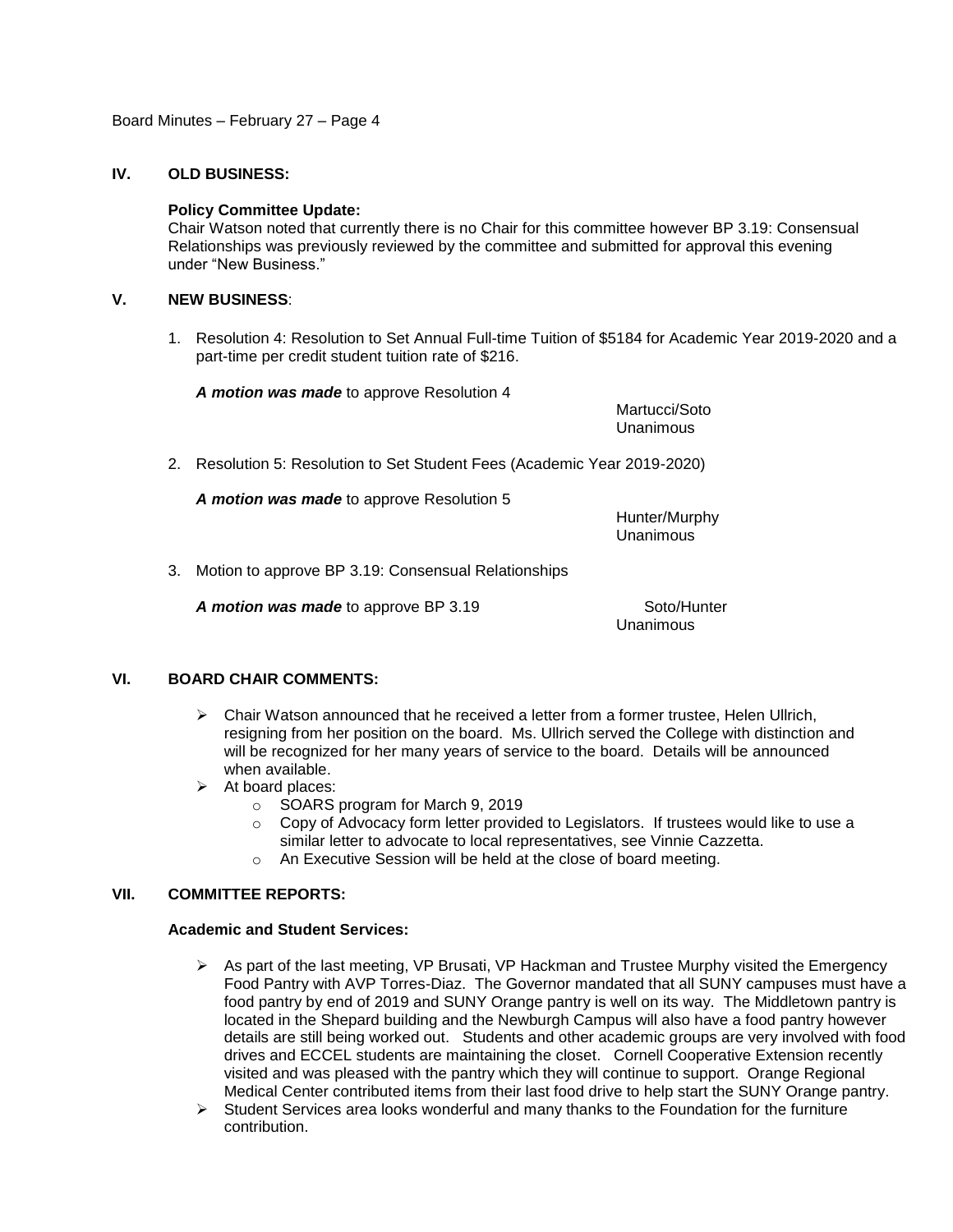## IV. OLD BUSINESS:

**Policy Committee Update:**
Chair Watson noted that currently there is no Chair for this committee however BP 3.19: Consensual Relationships was previously reviewed by the committee and submitted for approval this evening under "New Business."

## V. NEW BUSINESS:

1. Resolution 4: Resolution to Set Annual Full-time Tuition of $5184 for Academic Year 2019-2020 and a part-time per credit student tuition rate of $216.

   ***A motion was made*** to approve Resolution 4

   Martucci/Soto
   Unanimous

2. Resolution 5: Resolution to Set Student Fees (Academic Year 2019-2020)

   ***A motion was made*** to approve Resolution 5

   Hunter/Murphy
   Unanimous

3. Motion to approve BP 3.19: Consensual Relationships

   ***A motion was made*** to approve BP 3.19 Soto/Hunter
   Unanimous

## VI. BOARD CHAIR COMMENTS:

- Chair Watson announced that he received a letter from a former trustee, Helen Ullrich, resigning from her position on the board. Ms. Ullrich served the College with distinction and will be recognized for her many years of service to the board. Details will be announced when available.
- At board places:
  - SOARS program for March 9, 2019
  - Copy of Advocacy form letter provided to Legislators. If trustees would like to use a similar letter to advocate to local representatives, see Vinnie Cazzetta.
  - An Executive Session will be held at the close of board meeting.

## VII. COMMITTEE REPORTS:

**Academic and Student Services:**

- As part of the last meeting, VP Brusati, VP Hackman and Trustee Murphy visited the Emergency Food Pantry with AVP Torres-Diaz. The Governor mandated that all SUNY campuses must have a food pantry by end of 2019 and SUNY Orange pantry is well on its way. The Middletown pantry is located in the Shepard building and the Newburgh Campus will also have a food pantry however details are still being worked out. Students and other academic groups are very involved with food drives and ECCEL students are maintaining the closet. Cornell Cooperative Extension recently visited and was pleased with the pantry which they will continue to support. Orange Regional Medical Center contributed items from their last food drive to help start the SUNY Orange pantry.
- Student Services area looks wonderful and many thanks to the Foundation for the furniture contribution.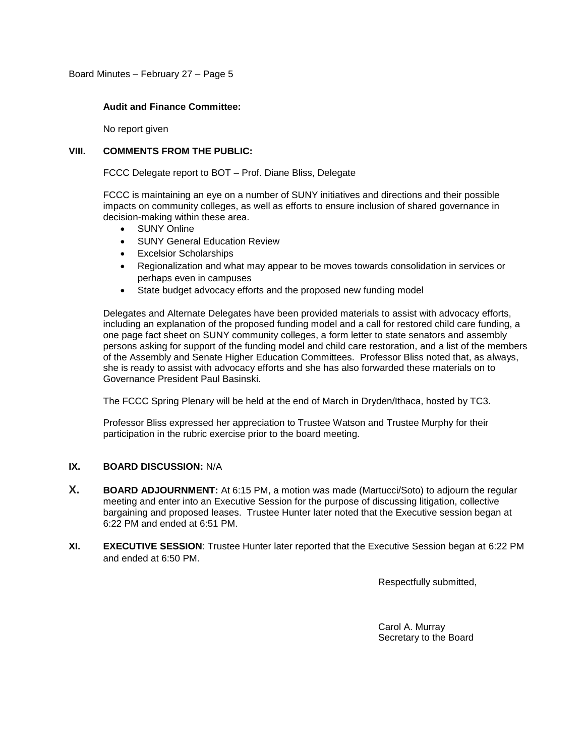**Audit and Finance Committee:**

No report given

**VIII. COMMENTS FROM THE PUBLIC:**

FCCC Delegate report to BOT – Prof. Diane Bliss, Delegate

FCCC is maintaining an eye on a number of SUNY initiatives and directions and their possible impacts on community colleges, as well as efforts to ensure inclusion of shared governance in decision-making within these area.

- SUNY Online
- SUNY General Education Review
- Excelsior Scholarships
- Regionalization and what may appear to be moves towards consolidation in services or perhaps even in campuses
- State budget advocacy efforts and the proposed new funding model

Delegates and Alternate Delegates have been provided materials to assist with advocacy efforts, including an explanation of the proposed funding model and a call for restored child care funding, a one page fact sheet on SUNY community colleges, a form letter to state senators and assembly persons asking for support of the funding model and child care restoration, and a list of the members of the Assembly and Senate Higher Education Committees. Professor Bliss noted that, as always, she is ready to assist with advocacy efforts and she has also forwarded these materials on to Governance President Paul Basinski.

The FCCC Spring Plenary will be held at the end of March in Dryden/Ithaca, hosted by TC3.

Professor Bliss expressed her appreciation to Trustee Watson and Trustee Murphy for their participation in the rubric exercise prior to the board meeting.

**IX. BOARD DISCUSSION:** N/A

**X. BOARD ADJOURNMENT:** At 6:15 PM, a motion was made (Martucci/Soto) to adjourn the regular meeting and enter into an Executive Session for the purpose of discussing litigation, collective bargaining and proposed leases. Trustee Hunter later noted that the Executive session began at 6:22 PM and ended at 6:51 PM.

**XI. EXECUTIVE SESSION**: Trustee Hunter later reported that the Executive Session began at 6:22 PM and ended at 6:50 PM.

Respectfully submitted,

Carol A. Murray
Secretary to the Board